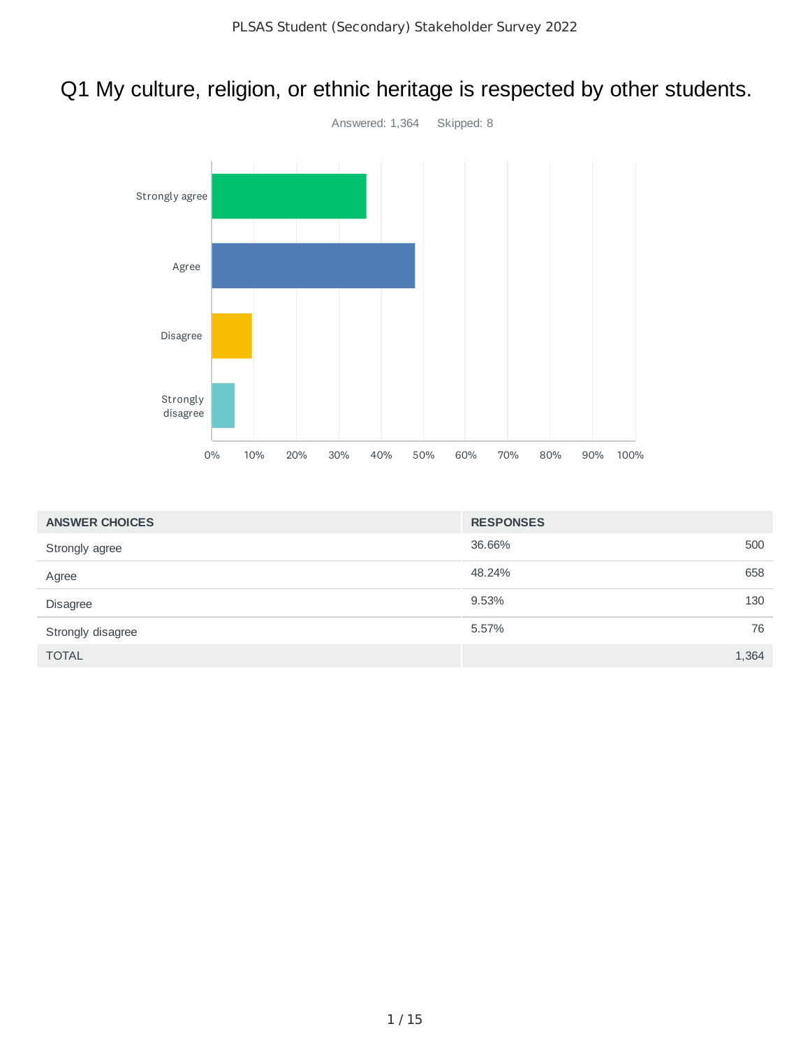# Q1 My culture, religion, or ethnic heritage is respected by other students.

Answered: 1,364 Skipped: 8

| ANSWER CHOICES | RESPONSES | |
|---|---|---|
| Strongly agree | 36.66% | 500 |
| Agree | 48.24% | 658 |
| Disagree | 9.53% | 130 |
| Strongly disagree | 5.57% | 76 |
| TOTAL | | 1,364 |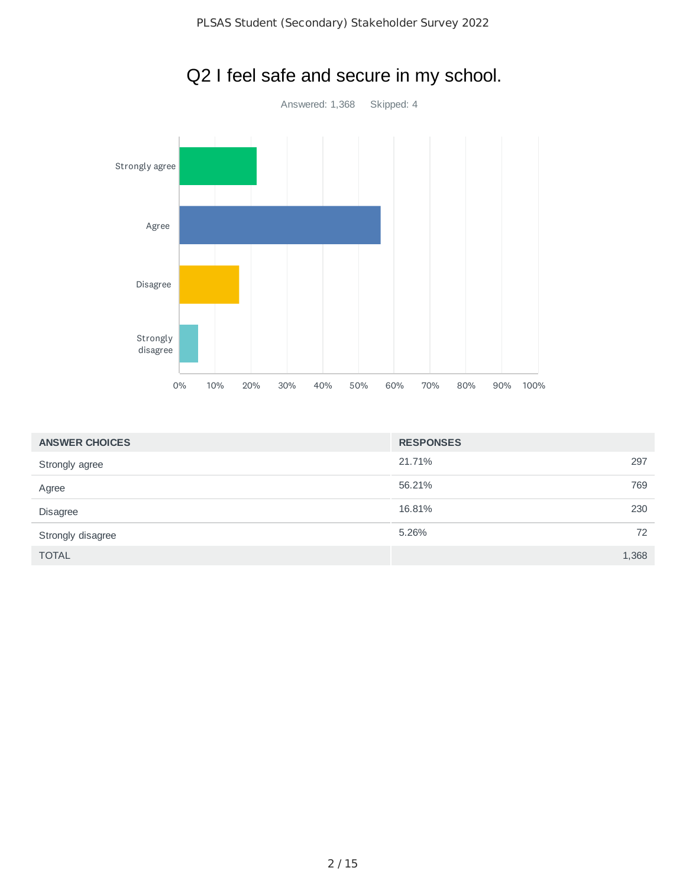# Q2 I feel safe and secure in my school.

Answered: 1,368 Skipped: 4

| ANSWER CHOICES | RESPONSES | |
|---|---|---|
| Strongly agree | 21.71% | 297 |
| Agree | 56.21% | 769 |
| Disagree | 16.81% | 230 |
| Strongly disagree | 5.26% | 72 |
| TOTAL | | 1,368 |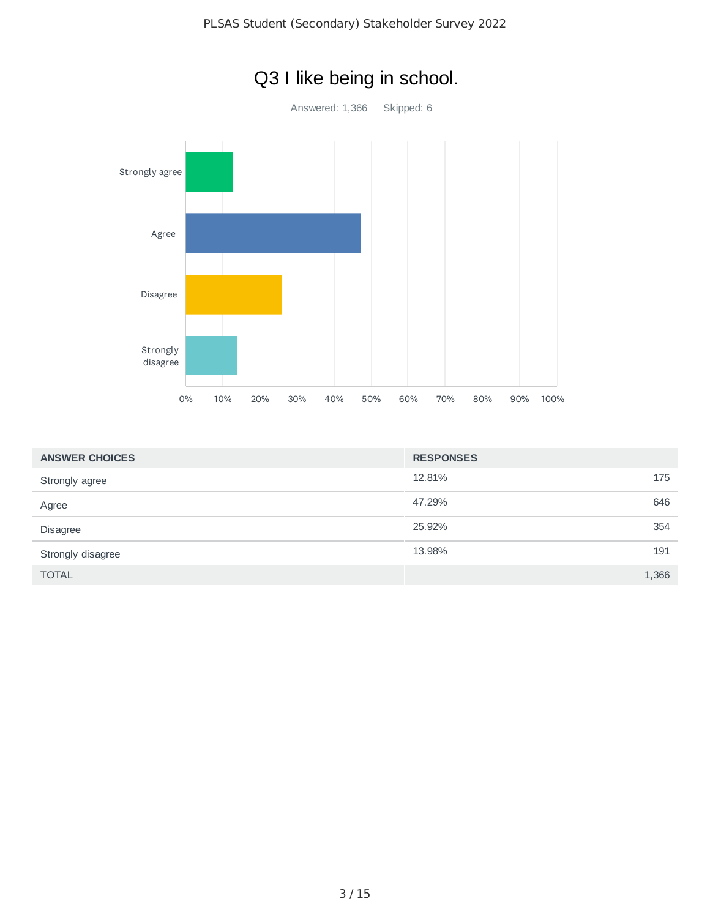# Q3 I like being in school.

Answered: 1,366 Skipped: 6

| ANSWER CHOICES | RESPONSES | |
|---|---|---|
| Strongly agree | 12.81% | 175 |
| Agree | 47.29% | 646 |
| Disagree | 25.92% | 354 |
| Strongly disagree | 13.98% | 191 |
| TOTAL | | 1,366 |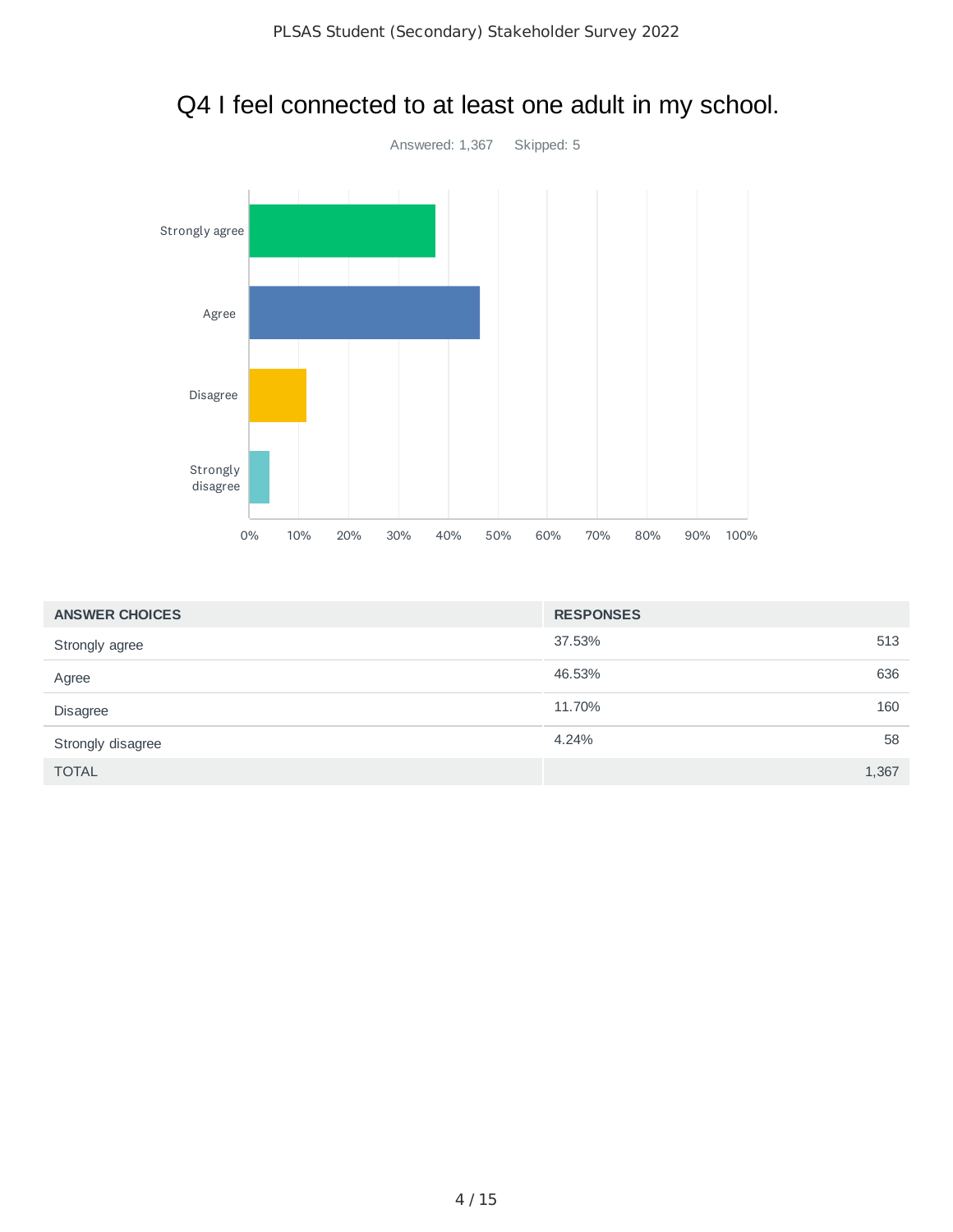# Q4 I feel connected to at least one adult in my school.

Answered: 1,367 Skipped: 5

| ANSWER CHOICES | RESPONSES | |
|---|---|---|
| Strongly agree | 37.53% | 513 |
| Agree | 46.53% | 636 |
| Disagree | 11.70% | 160 |
| Strongly disagree | 4.24% | 58 |
| TOTAL | | 1,367 |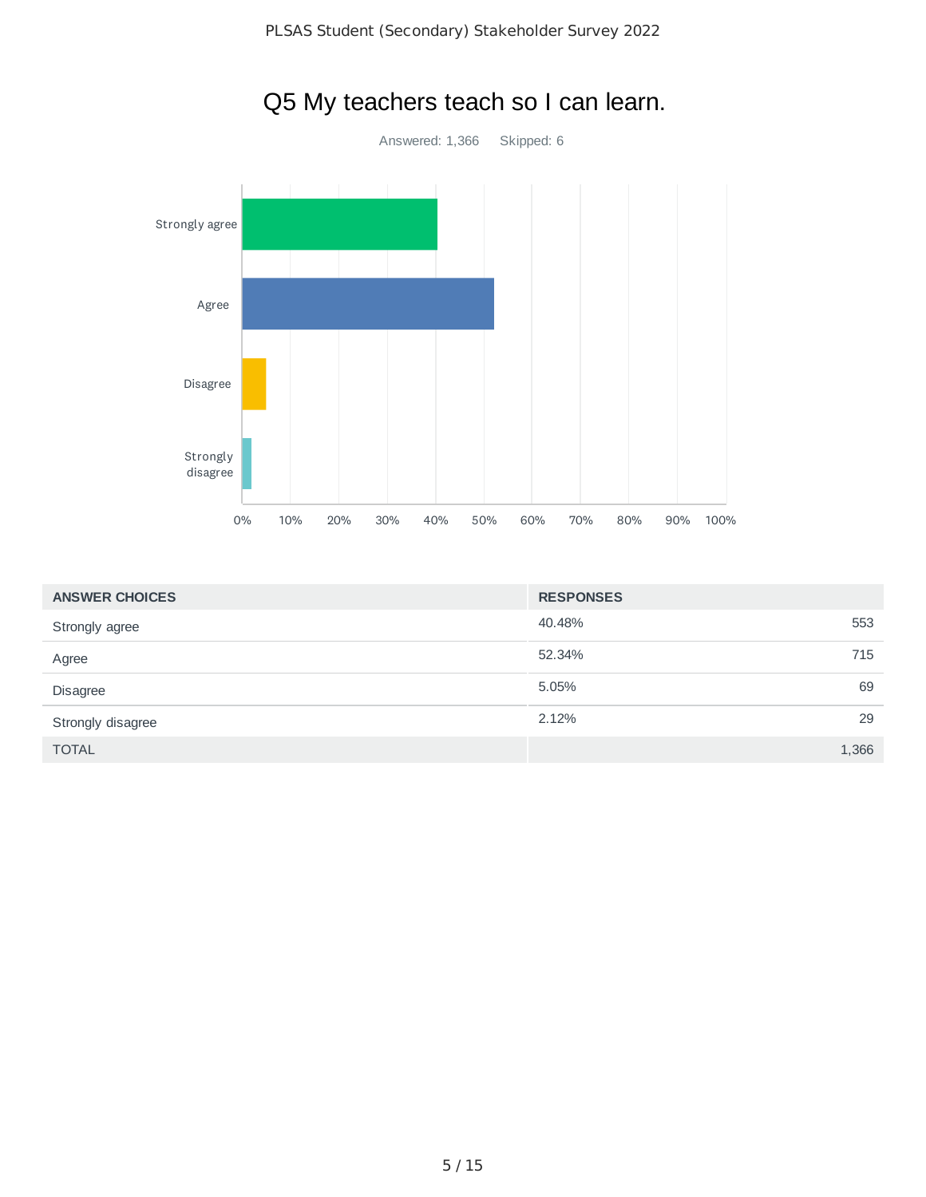# Q5 My teachers teach so I can learn.

Answered: 1,366 Skipped: 6

| ANSWER CHOICES | RESPONSES | |
|---|---|---|
| Strongly agree | 40.48% | 553 |
| Agree | 52.34% | 715 |
| Disagree | 5.05% | 69 |
| Strongly disagree | 2.12% | 29 |
| TOTAL | | 1,366 |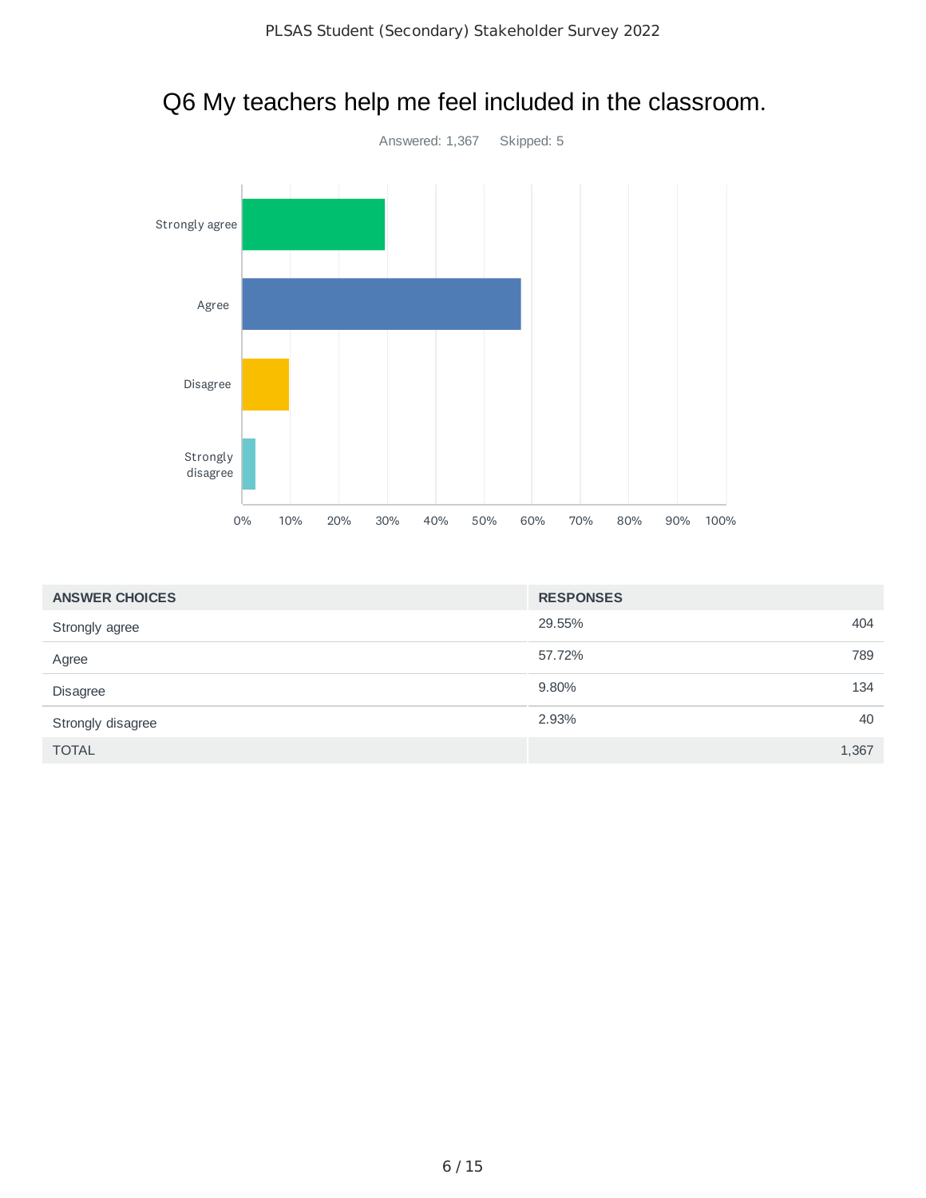# Q6 My teachers help me feel included in the classroom.

Answered: 1,367 Skipped: 5

| ANSWER CHOICES | RESPONSES | |
|---|---|---|
| Strongly agree | 29.55% | 404 |
| Agree | 57.72% | 789 |
| Disagree | 9.80% | 134 |
| Strongly disagree | 2.93% | 40 |
| TOTAL | | 1,367 |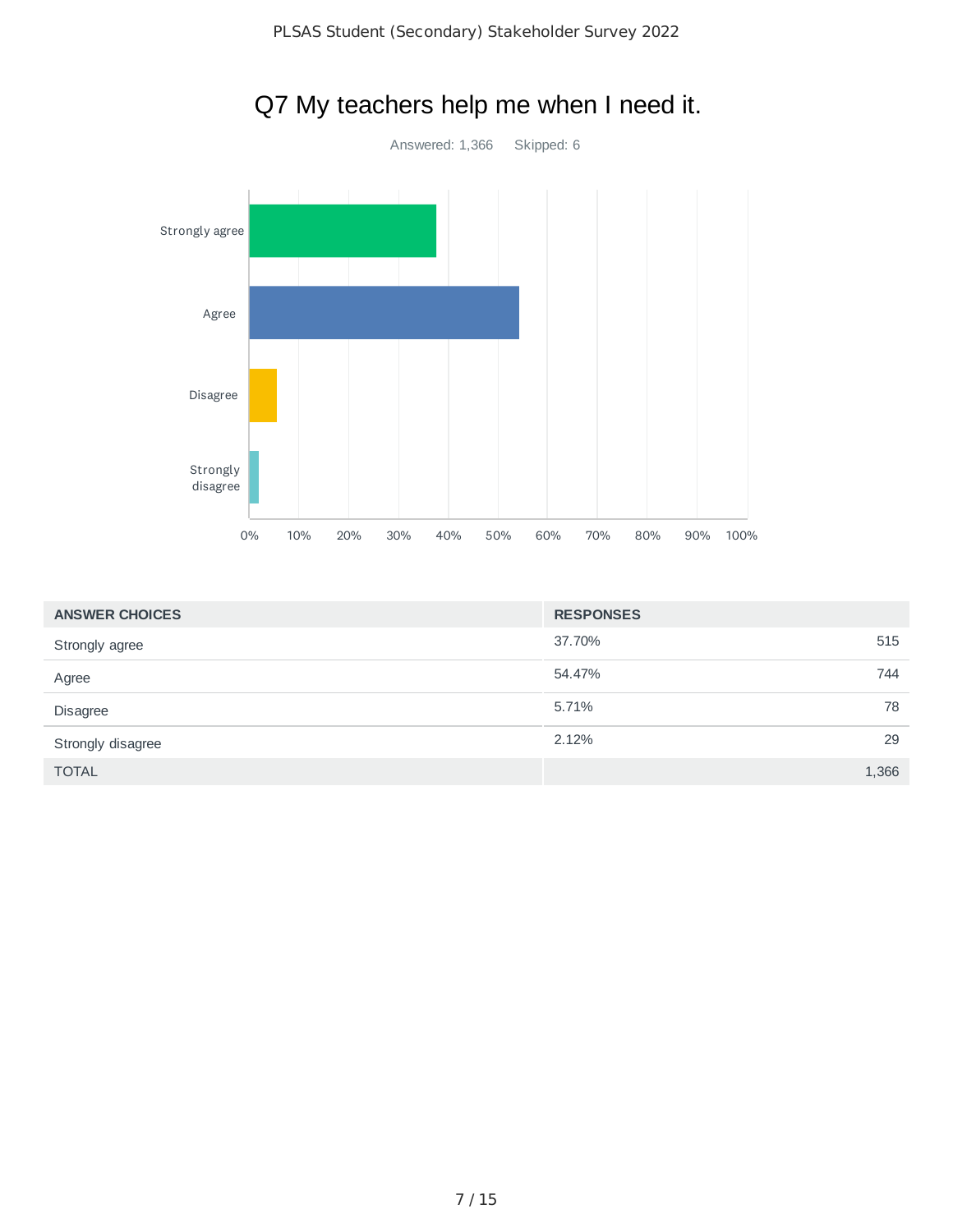# Q7 My teachers help me when I need it.

Answered: 1,366 Skipped: 6

| ANSWER CHOICES | RESPONSES | |
|---|---|---|
| Strongly agree | 37.70% | 515 |
| Agree | 54.47% | 744 |
| Disagree | 5.71% | 78 |
| Strongly disagree | 2.12% | 29 |
| TOTAL | | 1,366 |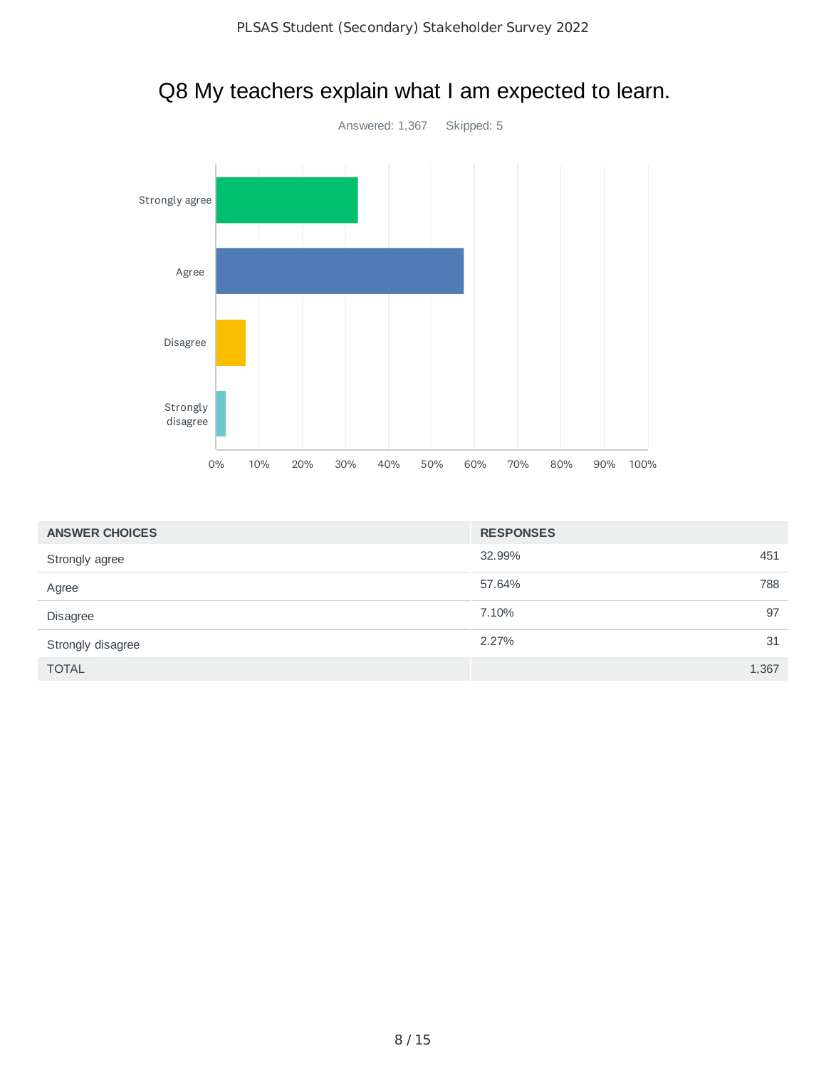# Q8 My teachers explain what I am expected to learn.

Answered: 1,367 Skipped: 5

| ANSWER CHOICES | RESPONSES | |
|---|---|---|
| Strongly agree | 32.99% | 451 |
| Agree | 57.64% | 788 |
| Disagree | 7.10% | 97 |
| Strongly disagree | 2.27% | 31 |
| TOTAL | | 1,367 |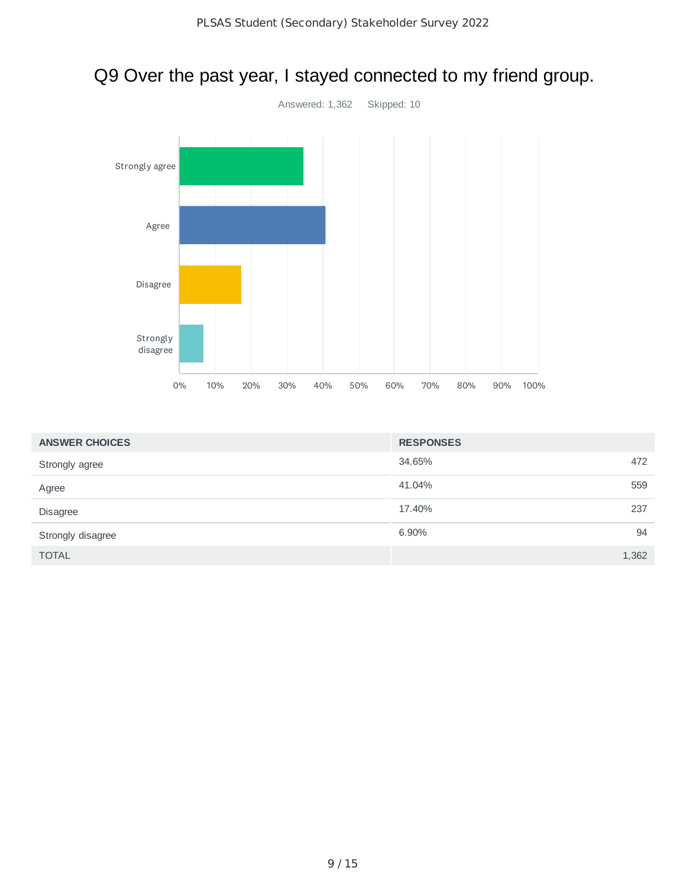# Q9 Over the past year, I stayed connected to my friend group.

Answered: 1,362    Skipped: 10

| ANSWER CHOICES | RESPONSES | |
|---|---|---|
| Strongly agree | 34.65% | 472 |
| Agree | 41.04% | 559 |
| Disagree | 17.40% | 237 |
| Strongly disagree | 6.90% | 94 |
| TOTAL | | 1,362 |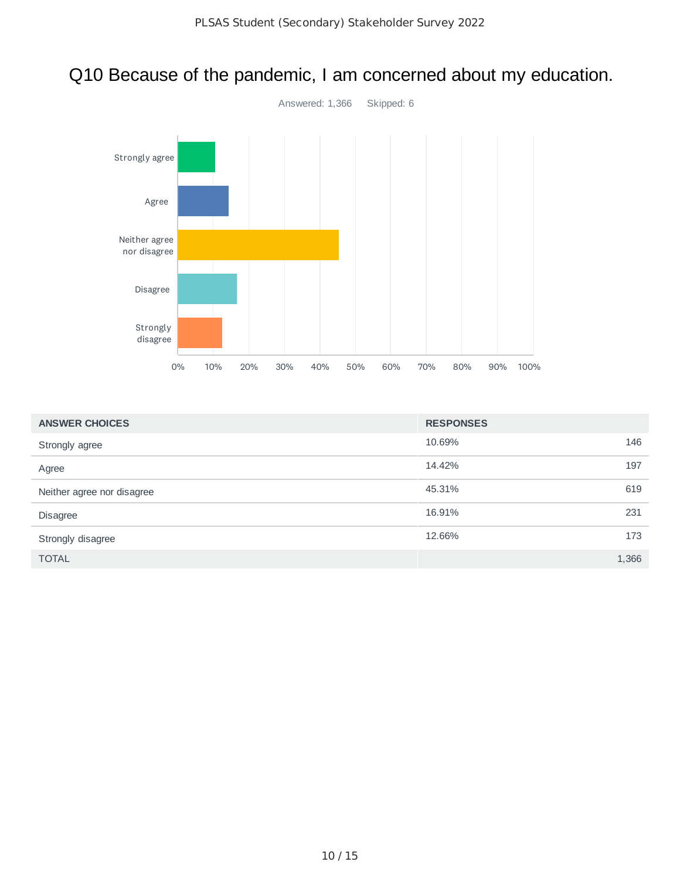# Q10 Because of the pandemic, I am concerned about my education.

Answered: 1,366 Skipped: 6

| ANSWER CHOICES | RESPONSES | |
|---|---|---|
| Strongly agree | 10.69% | 146 |
| Agree | 14.42% | 197 |
| Neither agree nor disagree | 45.31% | 619 |
| Disagree | 16.91% | 231 |
| Strongly disagree | 12.66% | 173 |
| TOTAL | | 1,366 |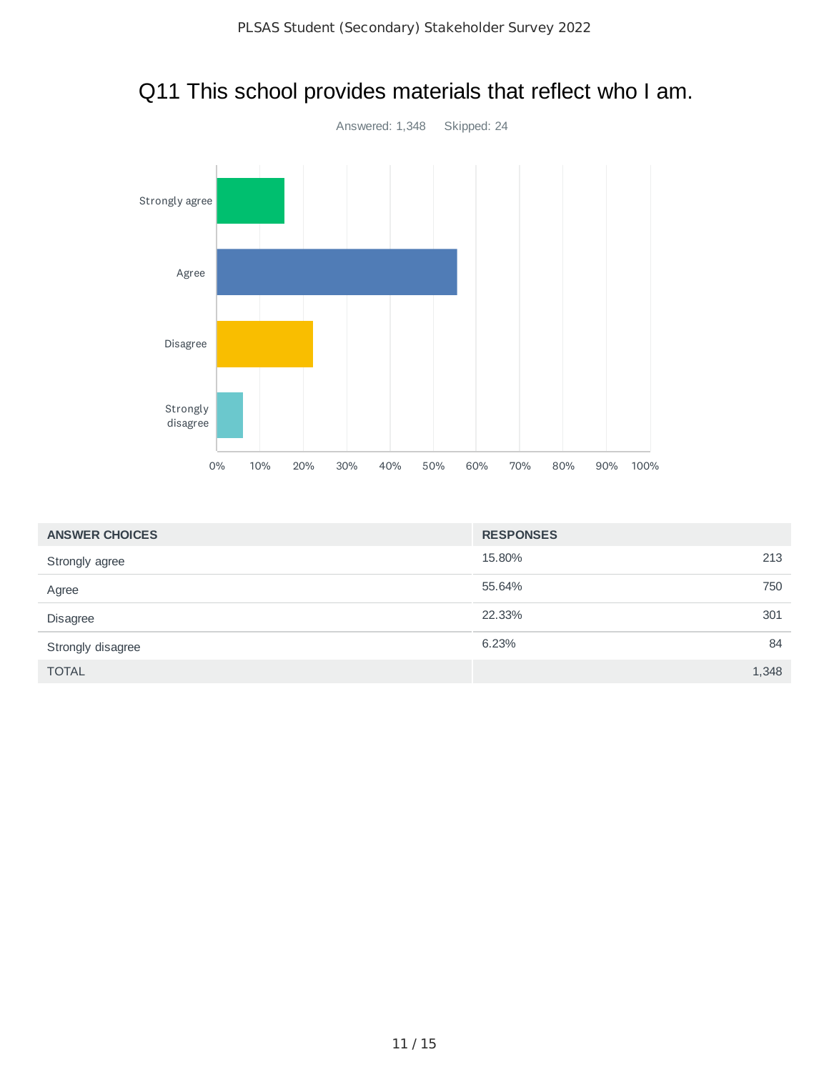# Q11 This school provides materials that reflect who I am.

Answered: 1,348    Skipped: 24

| ANSWER CHOICES | RESPONSES | |
|---|---|---|
| Strongly agree | 15.80% | 213 |
| Agree | 55.64% | 750 |
| Disagree | 22.33% | 301 |
| Strongly disagree | 6.23% | 84 |
| TOTAL | | 1,348 |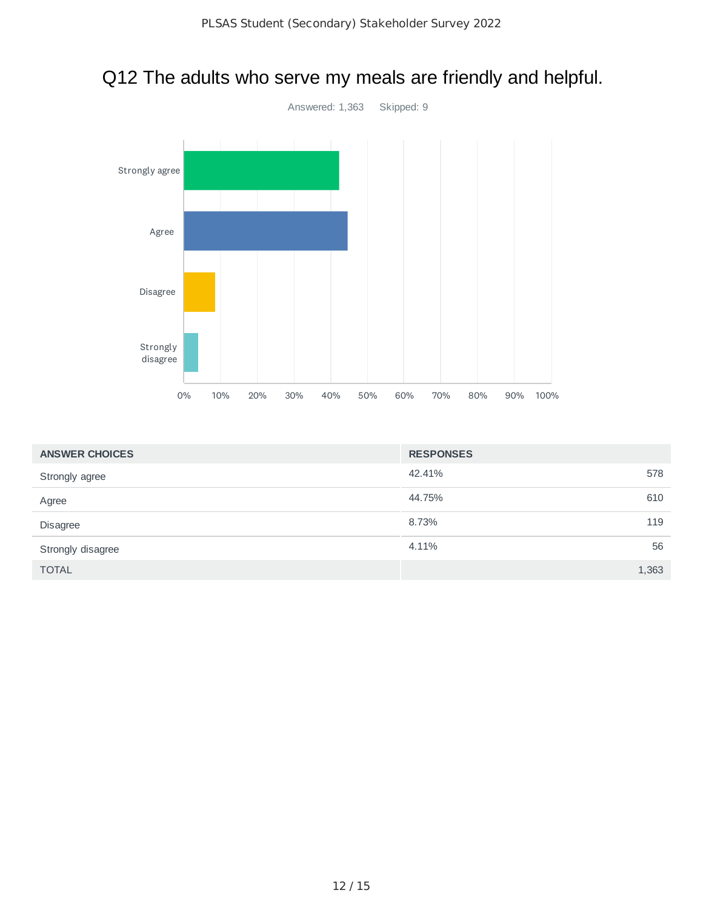## Q12 The adults who serve my meals are friendly and helpful.

Answered: 1,363 Skipped: 9

| ANSWER CHOICES | RESPONSES | |
|---|---|---|
| Strongly agree | 42.41% | 578 |
| Agree | 44.75% | 610 |
| Disagree | 8.73% | 119 |
| Strongly disagree | 4.11% | 56 |
| TOTAL | | 1,363 |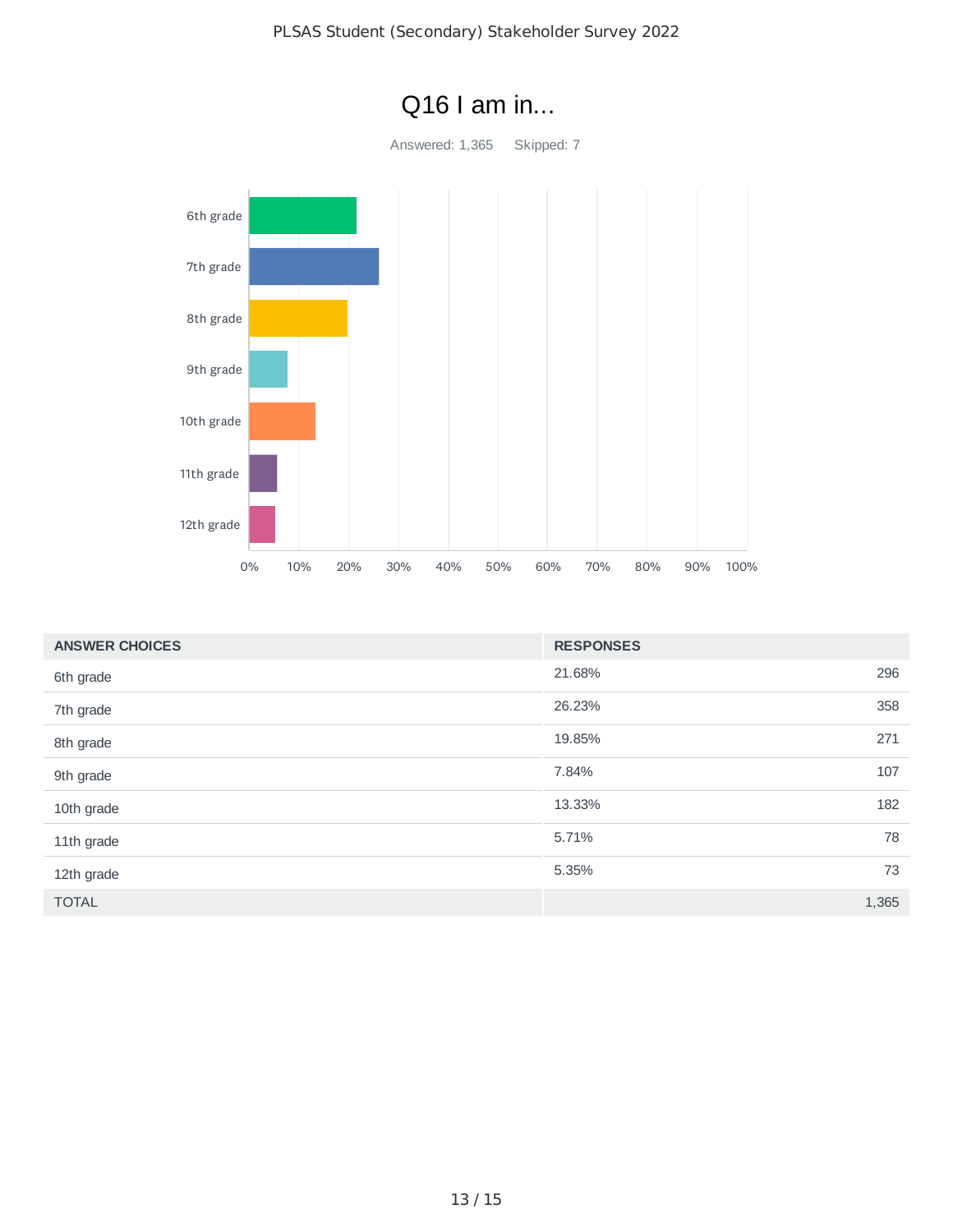# Q16 I am in...

Answered: 1,365 Skipped: 7

| ANSWER CHOICES | RESPONSES | |
|---|---|---|
| 6th grade | 21.68% | 296 |
| 7th grade | 26.23% | 358 |
| 8th grade | 19.85% | 271 |
| 9th grade | 7.84% | 107 |
| 10th grade | 13.33% | 182 |
| 11th grade | 5.71% | 78 |
| 12th grade | 5.35% | 73 |
| TOTAL | | 1,365 |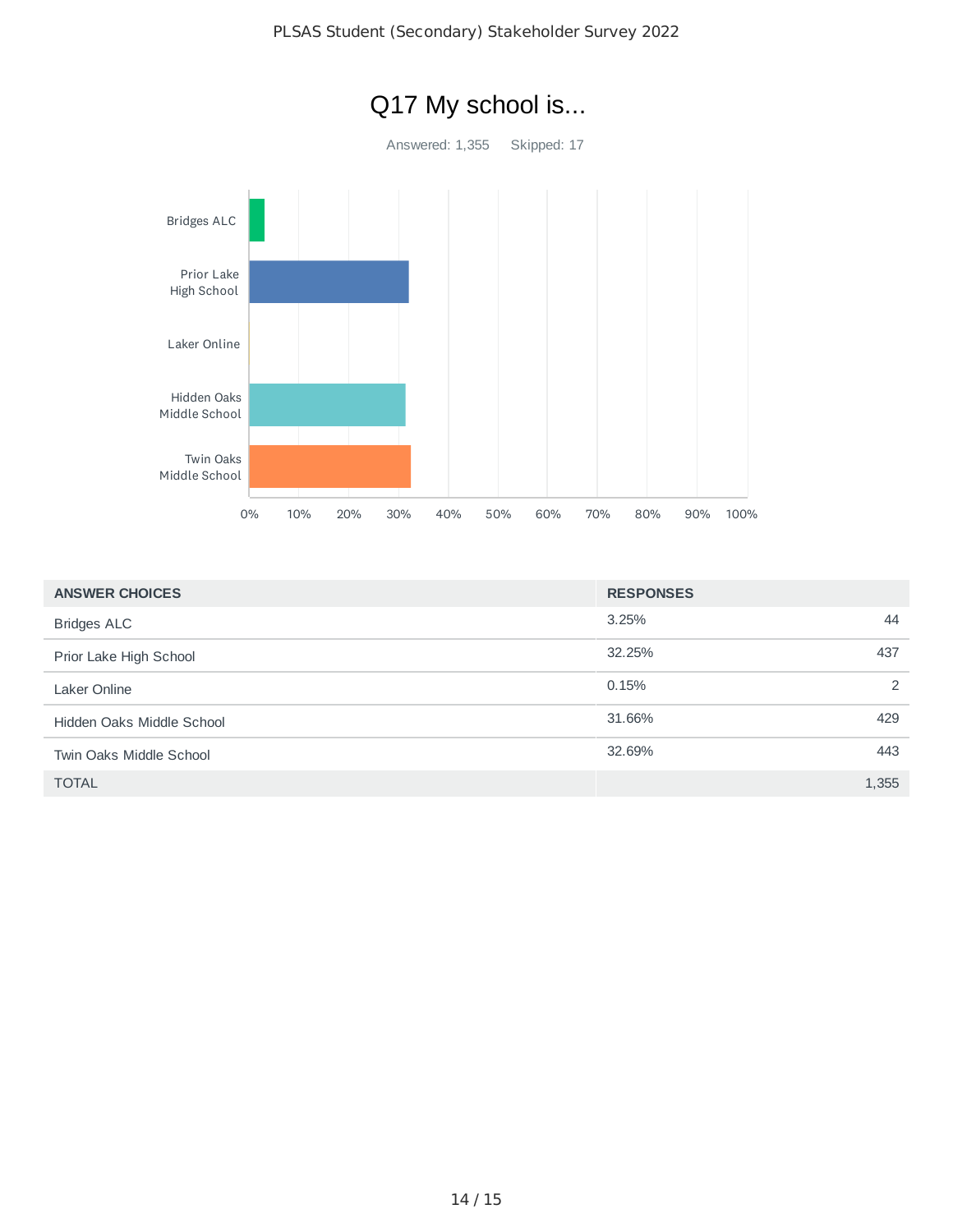# Q17 My school is...

Answered: 1,355 Skipped: 17

| ANSWER CHOICES | RESPONSES | |
|---|---|---|
| Bridges ALC | 3.25% | 44 |
| Prior Lake High School | 32.25% | 437 |
| Laker Online | 0.15% | 2 |
| Hidden Oaks Middle School | 31.66% | 429 |
| Twin Oaks Middle School | 32.69% | 443 |
| TOTAL | | 1,355 |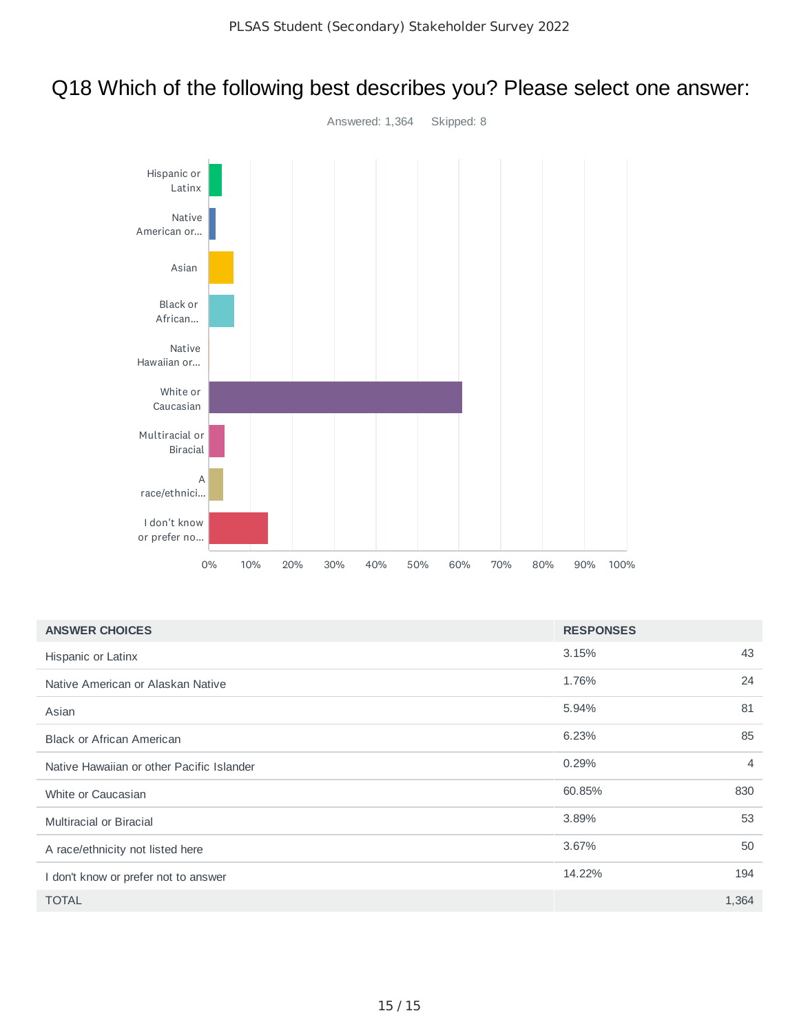# Q18 Which of the following best describes you? Please select one answer:

Answered: 1,364 Skipped: 8

Hispanic or Latinx

Native American or...

Asian

Black or African...

Native Hawaiian or...

White or Caucasian

Multiracial or Biracial

A race/ethnici...

I don't know or prefer no...

0% 10% 20% 30% 40% 50% 60% 70% 80% 90% 100%

| ANSWER CHOICES | RESPONSES | |
|---|---|---|
| Hispanic or Latinx | 3.15% | 43 |
| Native American or Alaskan Native | 1.76% | 24 |
| Asian | 5.94% | 81 |
| Black or African American | 6.23% | 85 |
| Native Hawaiian or other Pacific Islander | 0.29% | 4 |
| White or Caucasian | 60.85% | 830 |
| Multiracial or Biracial | 3.89% | 53 |
| A race/ethnicity not listed here | 3.67% | 50 |
| I don't know or prefer not to answer | 14.22% | 194 |
| TOTAL | | 1,364 |